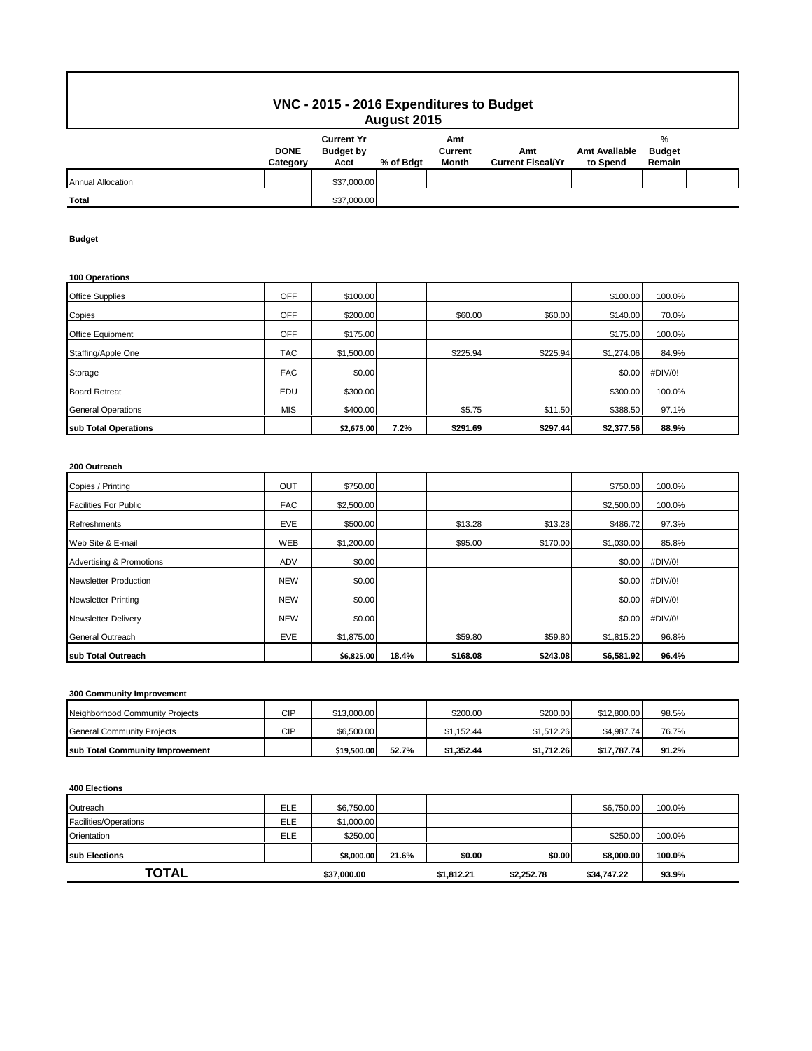# VNC - 2015 - 2016 Expenditures to Budget

## August 2015

| | DONE Category | Current Yr Budget by Acct | % of Bdgt | Amt Current Month | Amt Current Fiscal/Yr | Amt Available to Spend | % Budget Remain |
|---|---|---|---|---|---|---|---|
| Annual Allocation | | $37,000.00 | | | | | |
| **Total** | | $37,000.00 | | | | | |

**Budget**

**100 Operations**

| | DONE Category | Current Yr Budget by Acct | % of Bdgt | Amt Current Month | Amt Current Fiscal/Yr | Amt Available to Spend | % Budget Remain |
|---|---|---|---|---|---|---|---|
| Office Supplies | OFF | $100.00 | | | | $100.00 | 100.0% |
| Copies | OFF | $200.00 | | $60.00 | $60.00 | $140.00 | 70.0% |
| Office Equipment | OFF | $175.00 | | | | $175.00 | 100.0% |
| Staffing/Apple One | TAC | $1,500.00 | | $225.94 | $225.94 | $1,274.06 | 84.9% |
| Storage | FAC | $0.00 | | | | $0.00 | #DIV/0! |
| Board Retreat | EDU | $300.00 | | | | $300.00 | 100.0% |
| General Operations | MIS | $400.00 | | $5.75 | $11.50 | $388.50 | 97.1% |
| **sub Total Operations** | | **$2,675.00** | **7.2%** | **$291.69** | **$297.44** | **$2,377.56** | **88.9%** |

**200 Outreach**

| | DONE Category | Current Yr Budget by Acct | % of Bdgt | Amt Current Month | Amt Current Fiscal/Yr | Amt Available to Spend | % Budget Remain |
|---|---|---|---|---|---|---|---|
| Copies / Printing | OUT | $750.00 | | | | $750.00 | 100.0% |
| Facilities For Public | FAC | $2,500.00 | | | | $2,500.00 | 100.0% |
| Refreshments | EVE | $500.00 | | $13.28 | $13.28 | $486.72 | 97.3% |
| Web Site & E-mail | WEB | $1,200.00 | | $95.00 | $170.00 | $1,030.00 | 85.8% |
| Advertising & Promotions | ADV | $0.00 | | | | $0.00 | #DIV/0! |
| Newsletter Production | NEW | $0.00 | | | | $0.00 | #DIV/0! |
| Newsletter Printing | NEW | $0.00 | | | | $0.00 | #DIV/0! |
| Newsletter Delivery | NEW | $0.00 | | | | $0.00 | #DIV/0! |
| General Outreach | EVE | $1,875.00 | | $59.80 | $59.80 | $1,815.20 | 96.8% |
| **sub Total Outreach** | | **$6,825.00** | **18.4%** | **$168.08** | **$243.08** | **$6,581.92** | **96.4%** |

**300 Community Improvement**

| | DONE Category | Current Yr Budget by Acct | % of Bdgt | Amt Current Month | Amt Current Fiscal/Yr | Amt Available to Spend | % Budget Remain |
|---|---|---|---|---|---|---|---|
| Neighborhood Community Projects | CIP | $13,000.00 | | $200.00 | $200.00 | $12,800.00 | 98.5% |
| General Community Projects | CIP | $6,500.00 | | $1,152.44 | $1,512.26 | $4,987.74 | 76.7% |
| **sub Total Community Improvement** | | **$19,500.00** | **52.7%** | **$1,352.44** | **$1,712.26** | **$17,787.74** | **91.2%** |

**400 Elections**

| | DONE Category | Current Yr Budget by Acct | % of Bdgt | Amt Current Month | Amt Current Fiscal/Yr | Amt Available to Spend | % Budget Remain |
|---|---|---|---|---|---|---|---|
| Outreach | ELE | $6,750.00 | | | | $6,750.00 | 100.0% |
| Facilities/Operations | ELE | $1,000.00 | | | | | |
| Orientation | ELE | $250.00 | | | | $250.00 | 100.0% |
| **sub Elections** | | **$8,000.00** | **21.6%** | **$0.00** | **$0.00** | **$8,000.00** | **100.0%** |
| **TOTAL** | | **$37,000.00** | | **$1,812.21** | **$2,252.78** | **$34,747.22** | **93.9%** |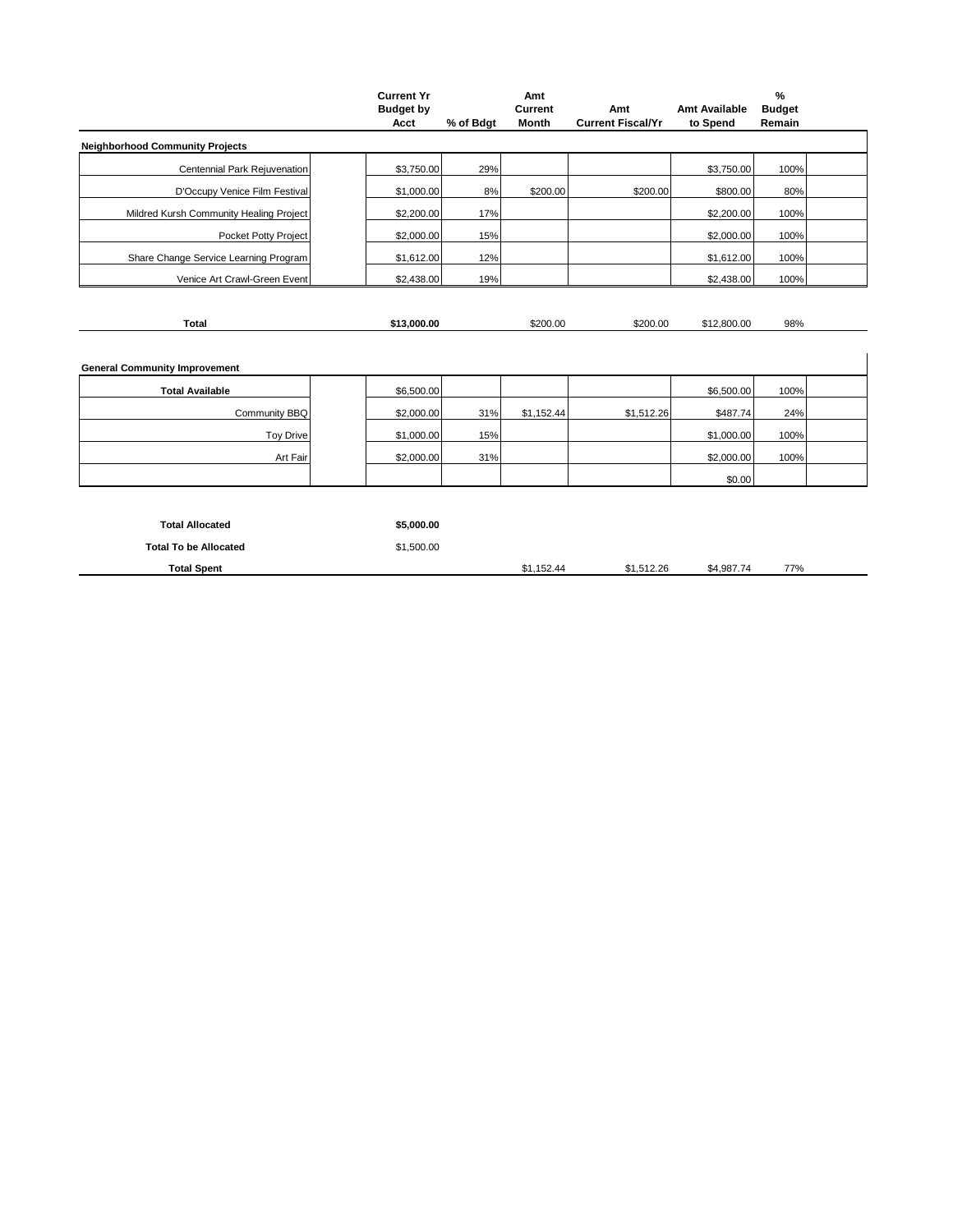| | | Current Yr Budget by Acct | % of Bdgt | Amt Current Month | Amt Current Fiscal/Yr | Amt Available to Spend | % Budget Remain | |
|---|---|---|---|---|---|---|---|---|
| **Neighborhood Community Projects** | | | | | | | | |
| Centennial Park Rejuvenation | | $3,750.00 | 29% | | | $3,750.00 | 100% | |
| D'Occupy Venice Film Festival | | $1,000.00 | 8% | $200.00 | $200.00 | $800.00 | 80% | |
| Mildred Kursh Community Healing Project | | $2,200.00 | 17% | | | $2,200.00 | 100% | |
| Pocket Potty Project | | $2,000.00 | 15% | | | $2,000.00 | 100% | |
| Share Change Service Learning Program | | $1,612.00 | 12% | | | $1,612.00 | 100% | |
| Venice Art Crawl-Green Event | | $2,438.00 | 19% | | | $2,438.00 | 100% | |
| **Total** | | **$13,000.00** | | $200.00 | $200.00 | $12,800.00 | 98% | |
| **General Community Improvement** | | | | | | | | |
| **Total Available** | | $6,500.00 | | | | $6,500.00 | 100% | |
| Community BBQ | | $2,000.00 | 31% | $1,152.44 | $1,512.26 | $487.74 | 24% | |
| Toy Drive | | $1,000.00 | 15% | | | $1,000.00 | 100% | |
| Art Fair | | $2,000.00 | 31% | | | $2,000.00 | 100% | |
| | | | | | | $0.00 | | |
| **Total Allocated** | | **$5,000.00** | | | | | | |
| **Total To be Allocated** | | $1,500.00 | | | | | | |
| **Total Spent** | | | | $1,152.44 | $1,512.26 | $4,987.74 | 77% | |